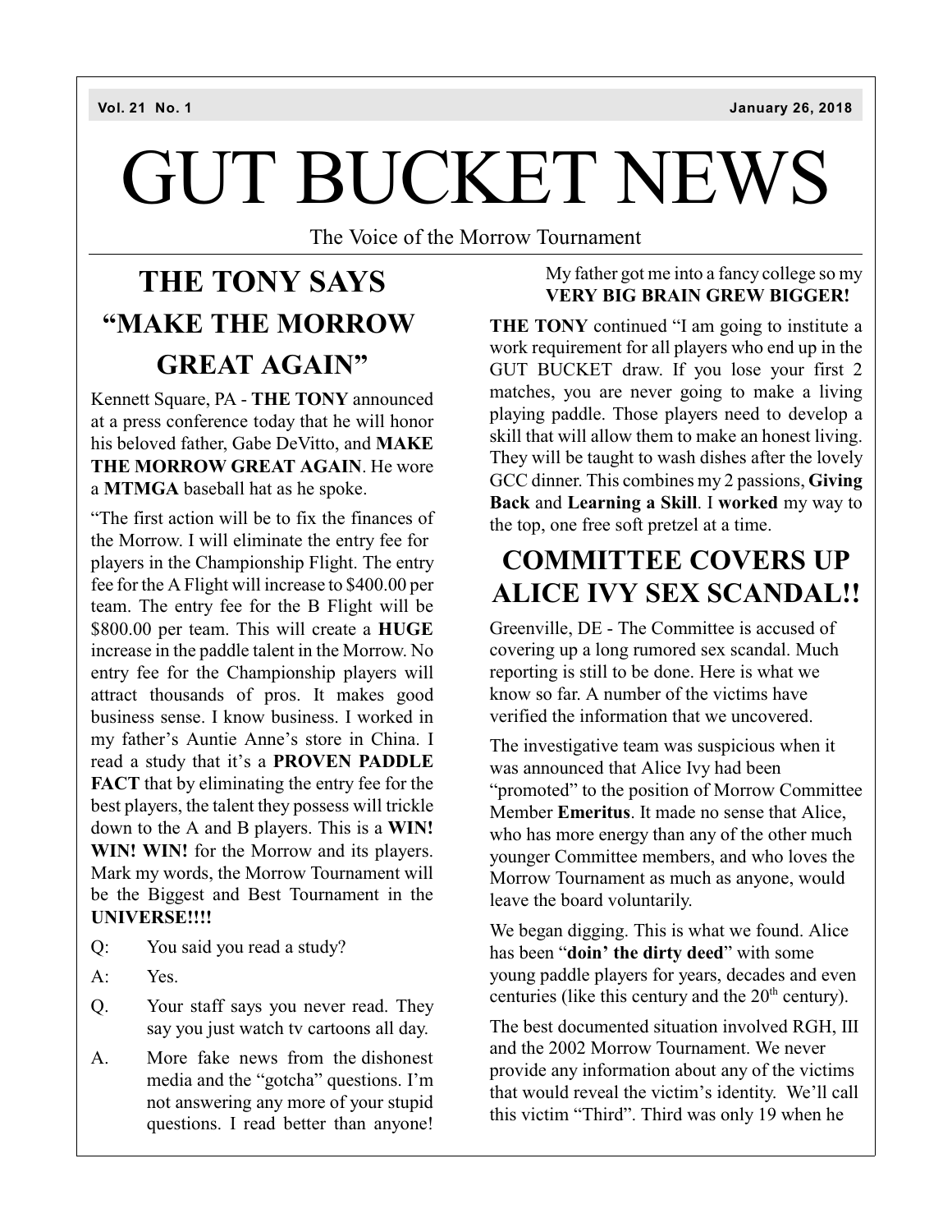Vol. 21 No. 1 January 26, 2018

# GUT BUCKET NEWS

The Voice of the Morrow Tournament

## THE TONY SAYS "MAKE THE MORROW GREAT AGAIN"

Kennett Square, PA - **THE TONY** announced at a press conference today that he will honor his beloved father, Gabe DeVitto, and **MAKE THE MORROW GREAT AGAIN**. He wore a **MTMGA** baseball hat as he spoke.

"The first action will be to fix the finances of the Morrow. I will eliminate the entry fee for players in the Championship Flight. The entry fee for the A Flight will increase to $400.00 per team. The entry fee for the B Flight will be $800.00 per team. This will create a **HUGE** increase in the paddle talent in the Morrow. No entry fee for the Championship players will attract thousands of pros. It makes good business sense. I know business. I worked in my father's Auntie Anne's store in China. I read a study that it's a **PROVEN PADDLE FACT** that by eliminating the entry fee for the best players, the talent they possess will trickle down to the A and B players. This is a **WIN! WIN! WIN!** for the Morrow and its players. Mark my words, the Morrow Tournament will be the Biggest and Best Tournament in the **UNIVERSE!!!!**

Q: You said you read a study?

A: Yes.

Q. Your staff says you never read. They say you just watch tv cartoons all day.

A. More fake news from the dishonest media and the "gotcha" questions. I'm not answering any more of your stupid questions. I read better than anyone! My father got me into a fancy college so my **VERY BIG BRAIN GREW BIGGER!**

**THE TONY** continued "I am going to institute a work requirement for all players who end up in the GUT BUCKET draw. If you lose your first 2 matches, you are never going to make a living playing paddle. Those players need to develop a skill that will allow them to make an honest living. They will be taught to wash dishes after the lovely GCC dinner. This combines my 2 passions, **Giving Back** and **Learning a Skill**. I **worked** my way to the top, one free soft pretzel at a time.

## COMMITTEE COVERS UP ALICE IVY SEX SCANDAL!!

Greenville, DE - The Committee is accused of covering up a long rumored sex scandal. Much reporting is still to be done. Here is what we know so far. A number of the victims have verified the information that we uncovered.

The investigative team was suspicious when it was announced that Alice Ivy had been "promoted" to the position of Morrow Committee Member **Emeritus**. It made no sense that Alice, who has more energy than any of the other much younger Committee members, and who loves the Morrow Tournament as much as anyone, would leave the board voluntarily.

We began digging. This is what we found. Alice has been "**doin' the dirty deed**" with some young paddle players for years, decades and even centuries (like this century and the 20th century).

The best documented situation involved RGH, III and the 2002 Morrow Tournament. We never provide any information about any of the victims that would reveal the victim's identity. We'll call this victim "Third". Third was only 19 when he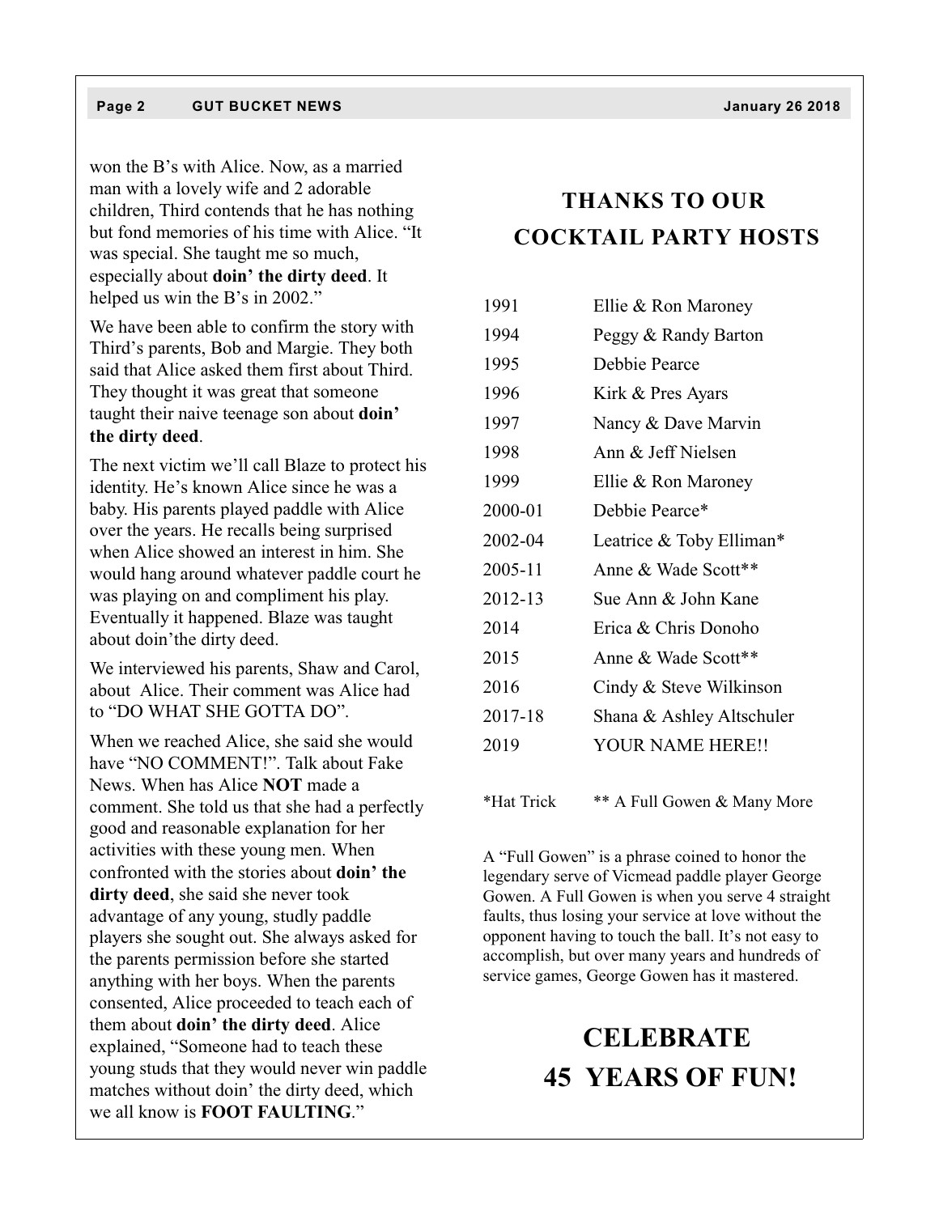won the B's with Alice. Now, as a married man with a lovely wife and 2 adorable children, Third contends that he has nothing but fond memories of his time with Alice. "It was special. She taught me so much, especially about **doin' the dirty deed**. It helped us win the B's in 2002."

We have been able to confirm the story with Third's parents, Bob and Margie. They both said that Alice asked them first about Third. They thought it was great that someone taught their naive teenage son about **doin' the dirty deed**.

The next victim we'll call Blaze to protect his identity. He's known Alice since he was a baby. His parents played paddle with Alice over the years. He recalls being surprised when Alice showed an interest in him. She would hang around whatever paddle court he was playing on and compliment his play. Eventually it happened. Blaze was taught about doin'the dirty deed.

We interviewed his parents, Shaw and Carol, about Alice. Their comment was Alice had to "DO WHAT SHE GOTTA DO".

When we reached Alice, she said she would have "NO COMMENT!". Talk about Fake News. When has Alice **NOT** made a comment. She told us that she had a perfectly good and reasonable explanation for her activities with these young men. When confronted with the stories about **doin' the dirty deed**, she said she never took advantage of any young, studly paddle players she sought out. She always asked for the parents permission before she started anything with her boys. When the parents consented, Alice proceeded to teach each of them about **doin' the dirty deed**. Alice explained, "Someone had to teach these young studs that they would never win paddle matches without doin' the dirty deed, which we all know is **FOOT FAULTING**."

## THANKS TO OUR COCKTAIL PARTY HOSTS

| | |
|---|---|
| 1991 | Ellie & Ron Maroney |
| 1994 | Peggy & Randy Barton |
| 1995 | Debbie Pearce |
| 1996 | Kirk & Pres Ayars |
| 1997 | Nancy & Dave Marvin |
| 1998 | Ann & Jeff Nielsen |
| 1999 | Ellie & Ron Maroney |
| 2000-01 | Debbie Pearce* |
| 2002-04 | Leatrice & Toby Elliman* |
| 2005-11 | Anne & Wade Scott** |
| 2012-13 | Sue Ann & John Kane |
| 2014 | Erica & Chris Donoho |
| 2015 | Anne & Wade Scott** |
| 2016 | Cindy & Steve Wilkinson |
| 2017-18 | Shana & Ashley Altschuler |
| 2019 | YOUR NAME HERE!! |

*Hat Trick ** A Full Gowen & Many More

A "Full Gowen" is a phrase coined to honor the legendary serve of Vicmead paddle player George Gowen. A Full Gowen is when you serve 4 straight faults, thus losing your service at love without the opponent having to touch the ball. It's not easy to accomplish, but over many years and hundreds of service games, George Gowen has it mastered.

## CELEBRATE 45 YEARS OF FUN!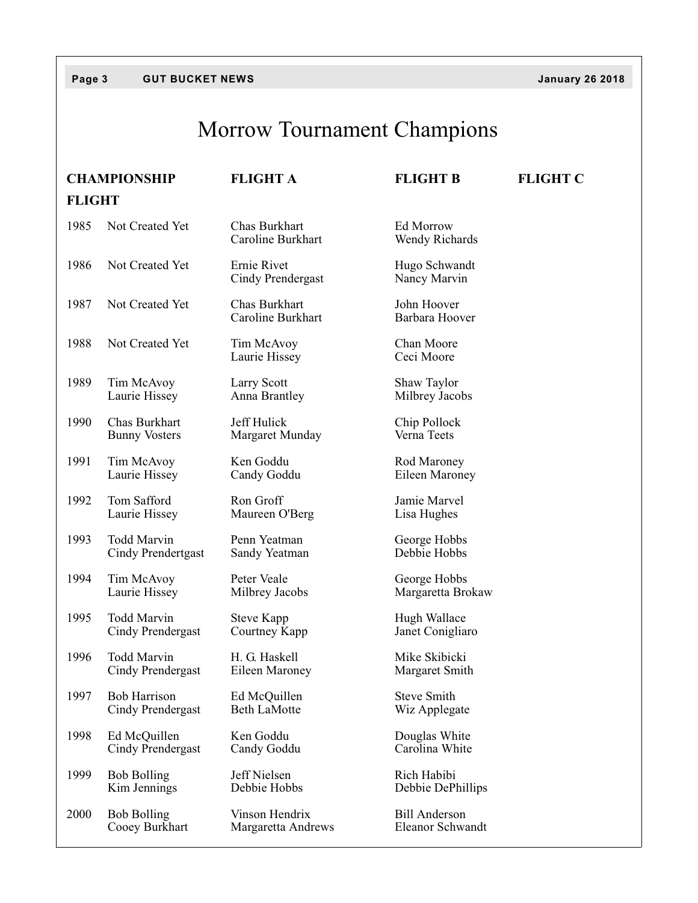# Morrow Tournament Champions

| Year | CHAMPIONSHIP FLIGHT | FLIGHT A | FLIGHT B | FLIGHT C |
|---|---|---|---|---|
| 1985 | Not Created Yet | Chas Burkhart<br>Caroline Burkhart | Ed Morrow<br>Wendy Richards | |
| 1986 | Not Created Yet | Ernie Rivet<br>Cindy Prendergast | Hugo Schwandt<br>Nancy Marvin | |
| 1987 | Not Created Yet | Chas Burkhart<br>Caroline Burkhart | John Hoover<br>Barbara Hoover | |
| 1988 | Not Created Yet | Tim McAvoy<br>Laurie Hissey | Chan Moore<br>Ceci Moore | |
| 1989 | Tim McAvoy<br>Laurie Hissey | Larry Scott<br>Anna Brantley | Shaw Taylor<br>Milbrey Jacobs | |
| 1990 | Chas Burkhart<br>Bunny Vosters | Jeff Hulick<br>Margaret Munday | Chip Pollock<br>Verna Teets | |
| 1991 | Tim McAvoy<br>Laurie Hissey | Ken Goddu<br>Candy Goddu | Rod Maroney<br>Eileen Maroney | |
| 1992 | Tom Safford<br>Laurie Hissey | Ron Groff<br>Maureen O'Berg | Jamie Marvel<br>Lisa Hughes | |
| 1993 | Todd Marvin<br>Cindy Prendertgast | Penn Yeatman<br>Sandy Yeatman | George Hobbs<br>Debbie Hobbs | |
| 1994 | Tim McAvoy<br>Laurie Hissey | Peter Veale<br>Milbrey Jacobs | George Hobbs<br>Margaretta Brokaw | |
| 1995 | Todd Marvin<br>Cindy Prendergast | Steve Kapp<br>Courtney Kapp | Hugh Wallace<br>Janet Conigliaro | |
| 1996 | Todd Marvin<br>Cindy Prendergast | H. G. Haskell<br>Eileen Maroney | Mike Skibicki<br>Margaret Smith | |
| 1997 | Bob Harrison<br>Cindy Prendergast | Ed McQuillen<br>Beth LaMotte | Steve Smith<br>Wiz Applegate | |
| 1998 | Ed McQuillen<br>Cindy Prendergast | Ken Goddu<br>Candy Goddu | Douglas White<br>Carolina White | |
| 1999 | Bob Bolling<br>Kim Jennings | Jeff Nielsen<br>Debbie Hobbs | Rich Habibi<br>Debbie DePhillips | |
| 2000 | Bob Bolling<br>Cooey Burkhart | Vinson Hendrix<br>Margaretta Andrews | Bill Anderson<br>Eleanor Schwandt | |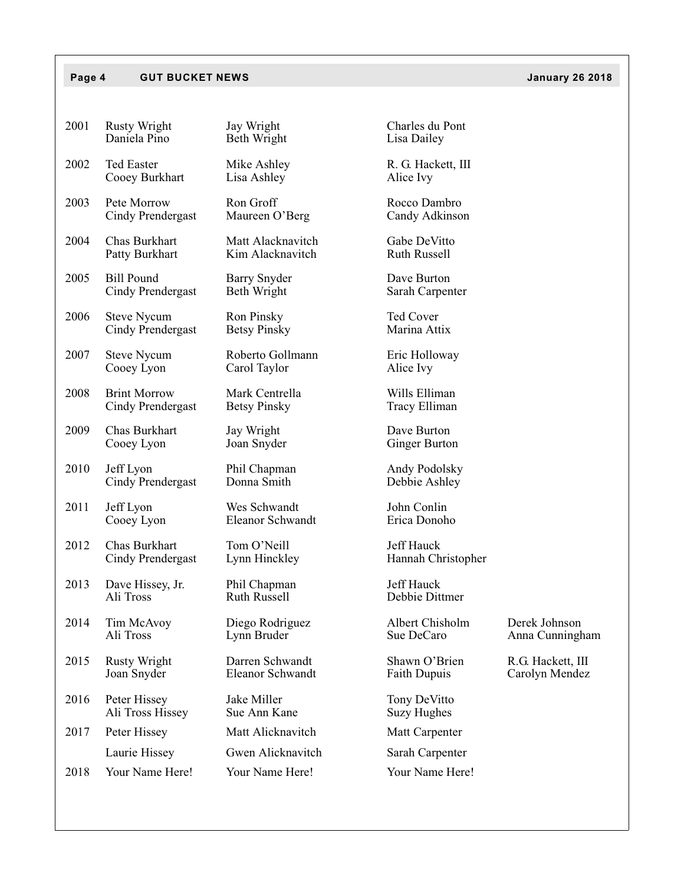| | | | | |
|---|---|---|---|---|
| 2001 | Rusty Wright<br>Daniela Pino | Jay Wright<br>Beth Wright | Charles du Pont<br>Lisa Dailey | |
| 2002 | Ted Easter<br>Cooey Burkhart | Mike Ashley<br>Lisa Ashley | R. G. Hackett, III<br>Alice Ivy | |
| 2003 | Pete Morrow<br>Cindy Prendergast | Ron Groff<br>Maureen O'Berg | Rocco Dambro<br>Candy Adkinson | |
| 2004 | Chas Burkhart<br>Patty Burkhart | Matt Alacknavitch<br>Kim Alacknavitch | Gabe DeVitto<br>Ruth Russell | |
| 2005 | Bill Pound<br>Cindy Prendergast | Barry Snyder<br>Beth Wright | Dave Burton<br>Sarah Carpenter | |
| 2006 | Steve Nycum<br>Cindy Prendergast | Ron Pinsky<br>Betsy Pinsky | Ted Cover<br>Marina Attix | |
| 2007 | Steve Nycum<br>Cooey Lyon | Roberto Gollmann<br>Carol Taylor | Eric Holloway<br>Alice Ivy | |
| 2008 | Brint Morrow<br>Cindy Prendergast | Mark Centrella<br>Betsy Pinsky | Wills Elliman<br>Tracy Elliman | |
| 2009 | Chas Burkhart<br>Cooey Lyon | Jay Wright<br>Joan Snyder | Dave Burton<br>Ginger Burton | |
| 2010 | Jeff Lyon<br>Cindy Prendergast | Phil Chapman<br>Donna Smith | Andy Podolsky<br>Debbie Ashley | |
| 2011 | Jeff Lyon<br>Cooey Lyon | Wes Schwandt<br>Eleanor Schwandt | John Conlin<br>Erica Donoho | |
| 2012 | Chas Burkhart<br>Cindy Prendergast | Tom O'Neill<br>Lynn Hinckley | Jeff Hauck<br>Hannah Christopher | |
| 2013 | Dave Hissey, Jr.<br>Ali Tross | Phil Chapman<br>Ruth Russell | Jeff Hauck<br>Debbie Dittmer | |
| 2014 | Tim McAvoy<br>Ali Tross | Diego Rodriguez<br>Lynn Bruder | Albert Chisholm<br>Sue DeCaro | Derek Johnson<br>Anna Cunningham |
| 2015 | Rusty Wright<br>Joan Snyder | Darren Schwandt<br>Eleanor Schwandt | Shawn O'Brien<br>Faith Dupuis | R.G. Hackett, III<br>Carolyn Mendez |
| 2016 | Peter Hissey<br>Ali Tross Hissey | Jake Miller<br>Sue Ann Kane | Tony DeVitto<br>Suzy Hughes | |
| 2017 | Peter Hissey<br>Laurie Hissey | Matt Alicknavitch<br>Gwen Alicknavitch | Matt Carpenter<br>Sarah Carpenter | |
| 2018 | Your Name Here! | Your Name Here! | Your Name Here! | |